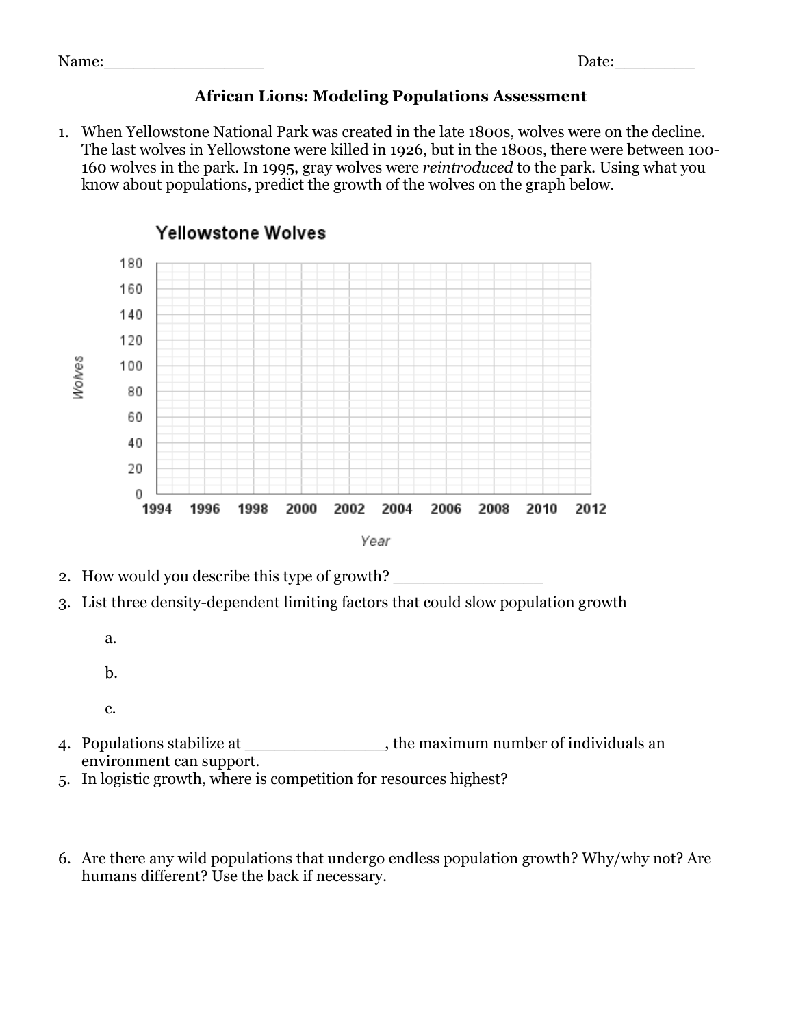Name:________________ Date:________

## African Lions: Modeling Populations Assessment

1. When Yellowstone National Park was created in the late 1800s, wolves were on the decline. The last wolves in Yellowstone were killed in 1926, but in the 1800s, there were between 100-160 wolves in the park. In 1995, gray wolves were *reintroduced* to the park. Using what you know about populations, predict the growth of the wolves on the graph below.

Yellowstone Wolves

Wolves

180
160
140
120
100
80
60
40
20
0

1994 1996 1998 2000 2002 2004 2006 2008 2010 2012

Year

2. How would you describe this type of growth? _______________
3. List three density-dependent limiting factors that could slow population growth

   a.

   b.

   c.

4. Populations stabilize at _____________, the maximum number of individuals an environment can support.
5. In logistic growth, where is competition for resources highest?

6. Are there any wild populations that undergo endless population growth? Why/why not? Are humans different? Use the back if necessary.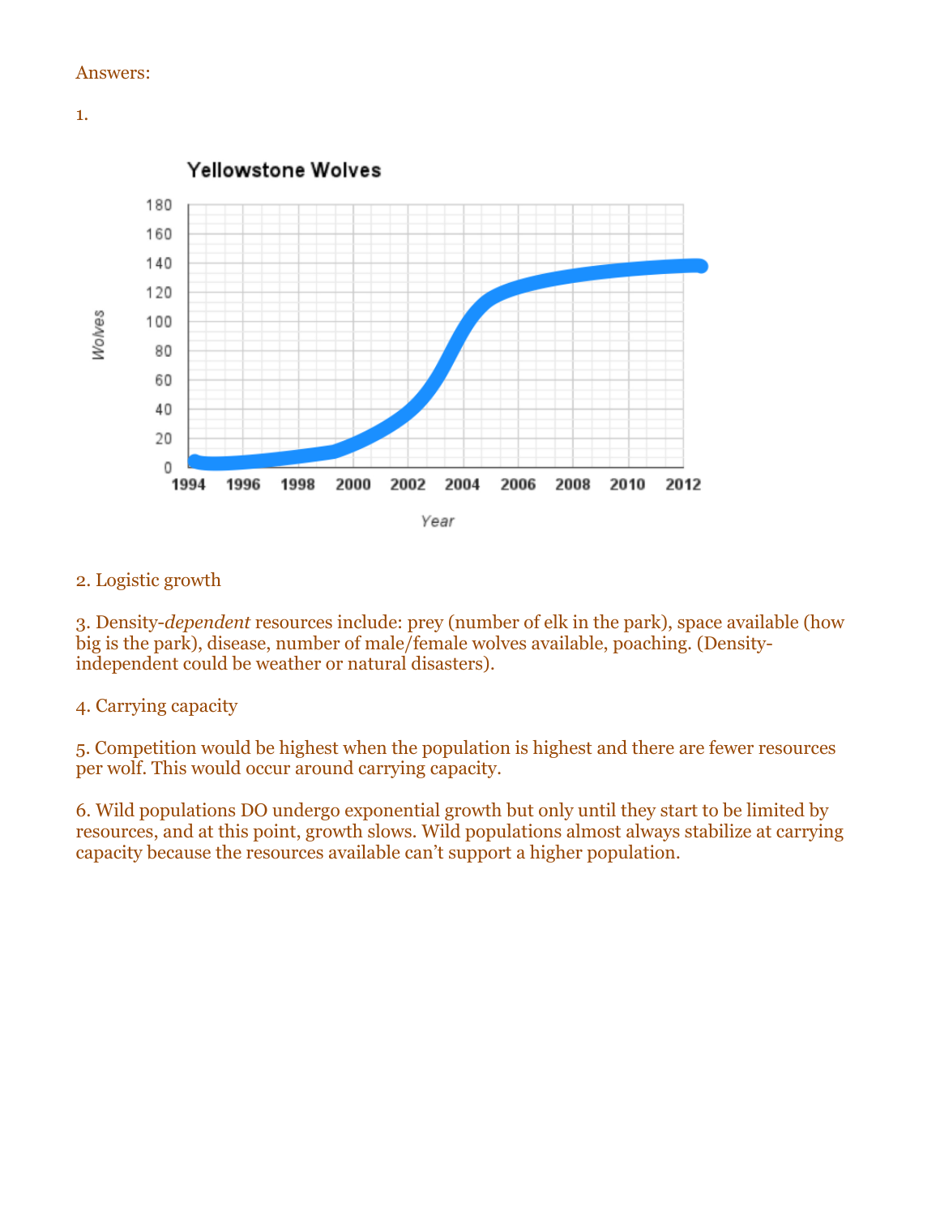Answers:

1.

Yellowstone Wolves

180
160
140
120
100
80
60
40
20
0

Wolves

1994 1996 1998 2000 2002 2004 2006 2008 2010 2012

Year

2. Logistic growth

3. Density-*dependent* resources include: prey (number of elk in the park), space available (how big is the park), disease, number of male/female wolves available, poaching. (Density-independent could be weather or natural disasters).

4. Carrying capacity

5. Competition would be highest when the population is highest and there are fewer resources per wolf. This would occur around carrying capacity.

6. Wild populations DO undergo exponential growth but only until they start to be limited by resources, and at this point, growth slows. Wild populations almost always stabilize at carrying capacity because the resources available can't support a higher population.